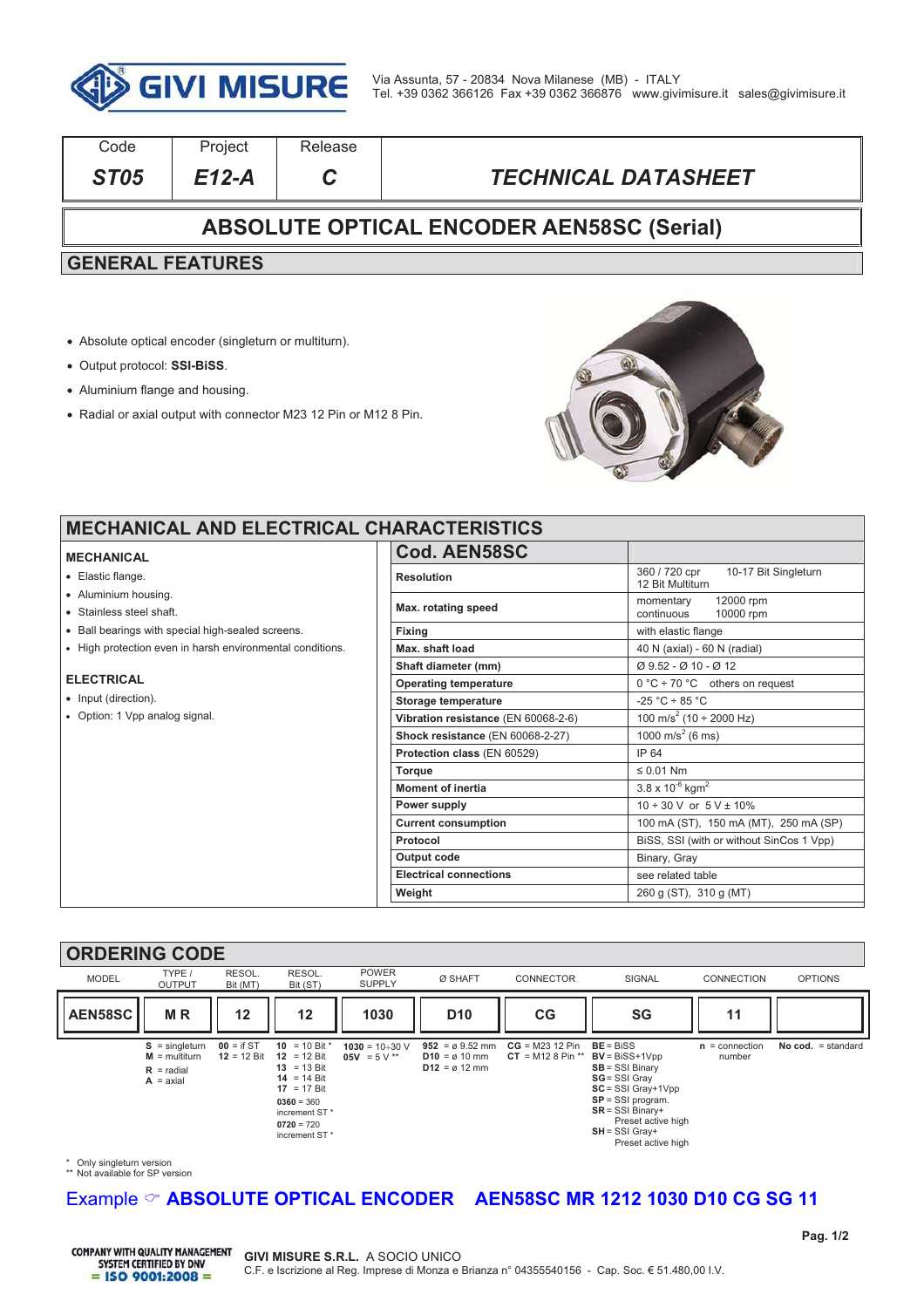GIVI MISURE

Via Assunta, 57 - 20834 Nova Milanese (MB) - ITALY
Tel. +39 0362 366126 Fax +39 0362 366876 www.givimisure.it sales@givimisure.it

| Code | Project | Release | |
|---|---|---|---|
| *ST05* | *E12-A* | *C* | *TECHNICAL DATASHEET* |

# ABSOLUTE OPTICAL ENCODER AEN58SC (Serial)

## GENERAL FEATURES

- Absolute optical encoder (singleturn or multiturn).
- Output protocol: **SSI-BiSS**.
- Aluminium flange and housing.
- Radial or axial output with connector M23 12 Pin or M12 8 Pin.

## MECHANICAL AND ELECTRICAL CHARACTERISTICS

### MECHANICAL

- Elastic flange.
- Aluminium housing.
- Stainless steel shaft.
- Ball bearings with special high-sealed screens.
- High protection even in harsh environmental conditions.

### ELECTRICAL

- Input (direction).
- Option: 1 Vpp analog signal.

| Cod. AEN58SC | |
|---|---|
| **Resolution** | 360 / 720 cpr &nbsp;&nbsp; 10-17 Bit Singleturn<br>12 Bit Multiturn |
| **Max. rotating speed** | momentary 12000 rpm<br>continuous 10000 rpm |
| **Fixing** | with elastic flange |
| **Max. shaft load** | 40 N (axial) - 60 N (radial) |
| **Shaft diameter (mm)** | Ø 9.52 - Ø 10 - Ø 12 |
| **Operating temperature** | 0 °C ÷ 70 °C &nbsp; others on request |
| **Storage temperature** | -25 °C ÷ 85 °C |
| **Vibration resistance** (EN 60068-2-6) | 100 $m/s^2$ (10 ÷ 2000 Hz) |
| **Shock resistance** (EN 60068-2-27) | 1000 $m/s^2$ (6 ms) |
| **Protection class** (EN 60529) | IP 64 |
| **Torque** | ≤ 0.01 Nm |
| **Moment of inertia** | 3.8 x $10^{-6}$ $kgm^2$ |
| **Power supply** | 10 ÷ 30 V or 5 V ± 10% |
| **Current consumption** | 100 mA (ST), 150 mA (MT), 250 mA (SP) |
| **Protocol** | BiSS, SSI (with or without SinCos 1 Vpp) |
| **Output code** | Binary, Gray |
| **Electrical connections** | see related table |
| **Weight** | 260 g (ST), 310 g (MT) |

## ORDERING CODE

| MODEL | TYPE / OUTPUT | RESOL. Bit (MT) | RESOL. Bit (ST) | POWER SUPPLY | Ø SHAFT | CONNECTOR | SIGNAL | CONNECTION | OPTIONS |
|---|---|---|---|---|---|---|---|---|---|
| **AEN58SC** | **M R** | **12** | **12** | **1030** | **D10** | **CG** | **SG** | **11** | |
| | **S** = singleturn<br>**M** = multiturn<br>**R** = radial<br>**A** = axial | **00** = if ST<br>**12** = 12 Bit | **10** = 10 Bit *<br>**12** = 12 Bit<br>**13** = 13 Bit<br>**14** = 14 Bit<br>**17** = 17 Bit<br>**0360** = 360 increment ST *<br>**0720** = 720 increment ST * | **1030** = 10÷30 V<br>**05V** = 5 V ** | **952** = ø 9.52 mm<br>**D10** = ø 10 mm<br>**D12** = ø 12 mm | **CG** = M23 12 Pin<br>**CT** = M12 8 Pin ** | **BE** = BiSS<br>**BV** = BiSS+1Vpp<br>**SB** = SSI Binary<br>**SG** = SSI Gray<br>**SC** = SSI Gray+1Vpp<br>**SP** = SSI program.<br>**SR** = SSI Binary+ Preset active high<br>**SH** = SSI Gray+ Preset active high | **n** = connection number | **No cod.** = standard |

\* Only singleturn version
\*\* Not available for SP version

Example ☞ **ABSOLUTE OPTICAL ENCODER AEN58SC MR 1212 1030 D10 CG SG 11**

COMPANY WITH QUALITY MANAGEMENT SYSTEM CERTIFIED BY DNV = ISO 9001:2008 =

**GIVI MISURE S.R.L.** A SOCIO UNICO
C.F. e Iscrizione al Reg. Imprese di Monza e Brianza n° 04355540156 - Cap. Soc. € 51.480,00 I.V.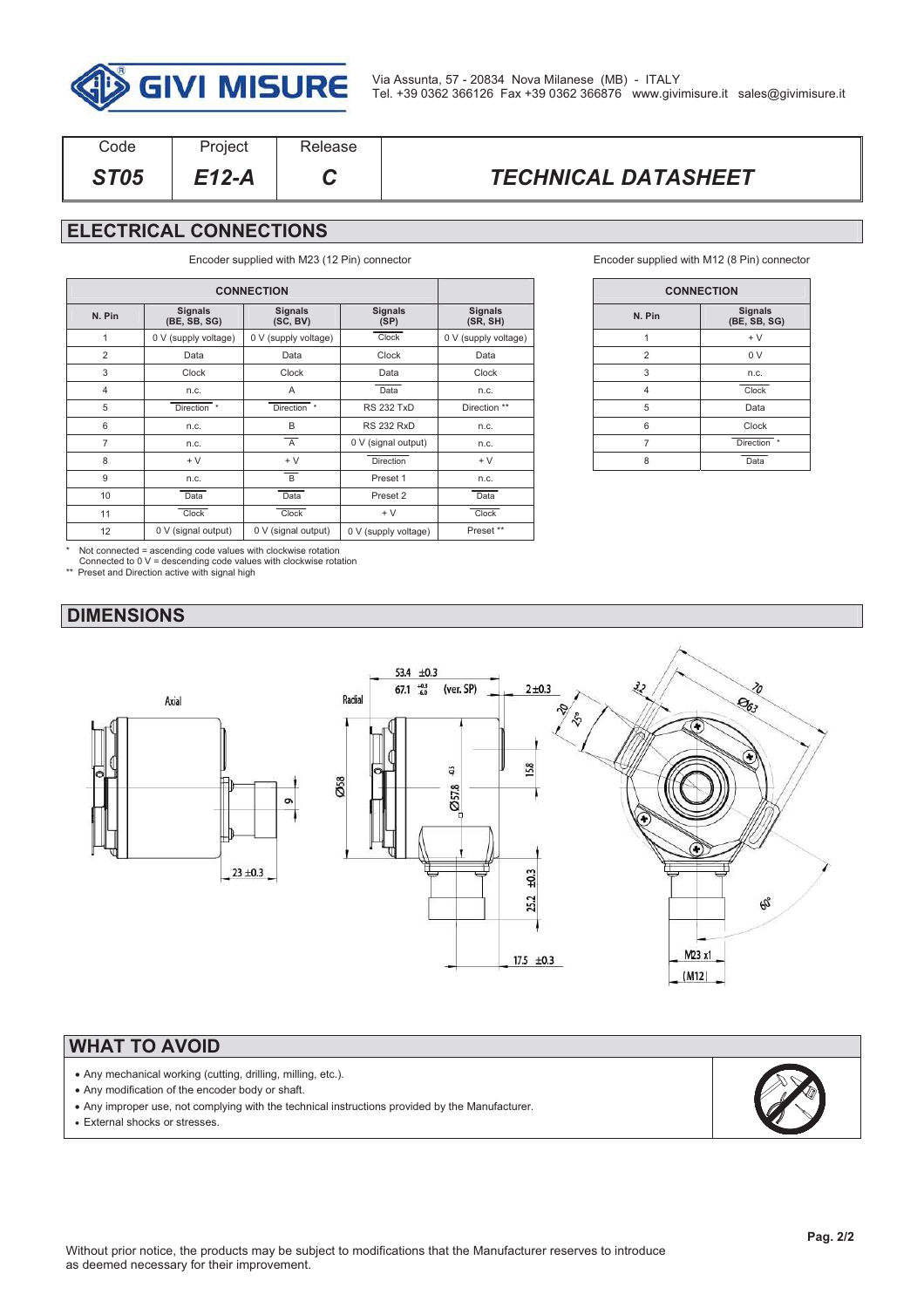| Code | Project | Release | |
|---|---|---|---|
| ***ST05*** | ***E12-A*** | ***C*** | ***TECHNICAL DATASHEET*** |

## ELECTRICAL CONNECTIONS

Encoder supplied with M23 (12 Pin) connector

| CONNECTION | | | | |
|---|---|---|---|---|
| **N. Pin** | **Signals (BE, SB, SG)** | **Signals (SC, BV)** | **Signals (SP)** | **Signals (SR, SH)** |
| 1 | 0 V (supply voltage) | 0 V (supply voltage) | $\overline{\text{Clock}}$ | 0 V (supply voltage) |
| 2 | Data | Data | Clock | Data |
| 3 | Clock | Clock | Data | Clock |
| 4 | n.c. | A | $\overline{\text{Data}}$ | n.c. |
| 5 | $\overline{\text{Direction}}$ * | $\overline{\text{Direction}}$ * | RS 232 TxD | Direction ** |
| 6 | n.c. | B | RS 232 RxD | n.c. |
| 7 | n.c. | $\overline{\text{A}}$ | 0 V (signal output) | n.c. |
| 8 | + V | + V | $\overline{\text{Direction}}$ | + V |
| 9 | n.c. | $\overline{\text{B}}$ | Preset 1 | n.c. |
| 10 | $\overline{\text{Data}}$ | $\overline{\text{Data}}$ | Preset 2 | $\overline{\text{Data}}$ |
| 11 | $\overline{\text{Clock}}$ | $\overline{\text{Clock}}$ | + V | $\overline{\text{Clock}}$ |
| 12 | 0 V (signal output) | 0 V (signal output) | 0 V (supply voltage) | Preset ** |

\* Not connected = ascending code values with clockwise rotation
Connected to 0 V = descending code values with clockwise rotation
\*\* Preset and Direction active with signal high

Encoder supplied with M12 (8 Pin) connector

| CONNECTION | |
|---|---|
| **N. Pin** | **Signals (BE, SB, SG)** |
| 1 | + V |
| 2 | 0 V |
| 3 | n.c. |
| 4 | $\overline{\text{Clock}}$ |
| 5 | Data |
| 6 | Clock |
| 7 | $\overline{\text{Direction}}$ * |
| 8 | $\overline{\text{Data}}$ |

## DIMENSIONS

Axial

Radial

53.4 ±0.3

67.1 +0.3/-6.0 (ver. SP)

2±0.3

20

25°

3.2

70

Ø63

9

23 ±0.3

Ø58

Ø57.8

15.8

25.2 ±0.3

17.5 ±0.3

60°

M23 x1

(M12)

## WHAT TO AVOID

- Any mechanical working (cutting, drilling, milling, etc.).
- Any modification of the encoder body or shaft.
- Any improper use, not complying with the technical instructions provided by the Manufacturer.
- External shocks or stresses.

Without prior notice, the products may be subject to modifications that the Manufacturer reserves to introduce as deemed necessary for their improvement.